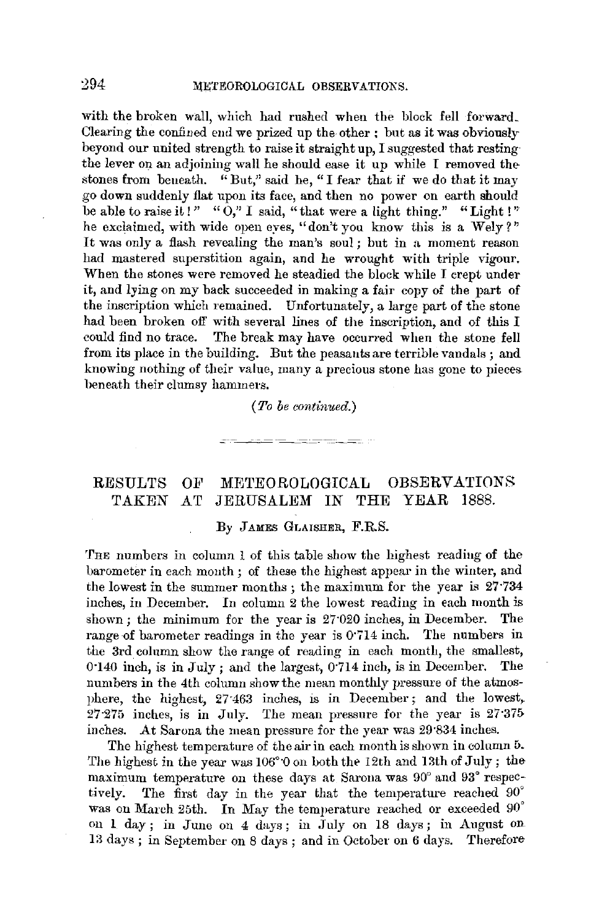with the broken wall, which had rushed when the block fell forward. Clearing the confined end we prized up the other; but as it was obviously beyond our united strength to raise it straight up, I suggested that resting the lever on an adjoining wall he should ease it up while I removed the stones from beneath. "But," said he, "I fear that if we do that it may go down suddenly flat upon its face, and then no power on earth should be able to raise it!" "O," I said, "that were a light thing." "Light!" he exclaimed, with wide open eyes, "don't you know this is a Wely?" It was only a flash revealing the man's soul; but in a moment reason had mastered superstition again, and he wrought with triple vigour. When the stones were removed he steadied the block while I crept under it, and lying on my back succeeded in making a fair copy of the part of the inscription which remained. Unfortunately, a large part of the stone had been broken off with several lines of the inscription, and of this I could find no trace. The break may have occurred when the stone fell from its place in the building. But the peasants are terrible vandals; and knowing nothing of their value, many a precious stone has gone to pieces beneath their clumsy hammers.

*(To be continued.)*

---

# RESULTS OF METEOROLOGICAL OBSERVATIONS TAKEN AT JERUSALEM IN THE YEAR 1888.

By James Glaisher, F.R.S.

The numbers in column 1 of this table show the highest reading of the barometer in each month; of these the highest appear in the winter, and the lowest in the summer months; the maximum for the year is 27·734 inches, in December. In column 2 the lowest reading in each month is shown; the minimum for the year is 27·020 inches, in December. The range of barometer readings in the year is 0·714 inch. The numbers in the 3rd column show the range of reading in each month, the smallest, 0·140 inch, is in July; and the largest, 0·714 inch, is in December. The numbers in the 4th column show the mean monthly pressure of the atmosphere, the highest, 27·463 inches, is in December; and the lowest, 27·275 inches, is in July. The mean pressure for the year is 27·375 inches. At Sarona the mean pressure for the year was 29·834 inches.

The highest temperature of the air in each month is shown in column 5. The highest in the year was 106°·0 on both the 12th and 13th of July; the maximum temperature on these days at Sarona was 90° and 93° respectively. The first day in the year that the temperature reached 90° was on March 25th. In May the temperature reached or exceeded 90° on 1 day; in June on 4 days; in July on 18 days; in August on 13 days; in September on 8 days; and in October on 6 days. Therefore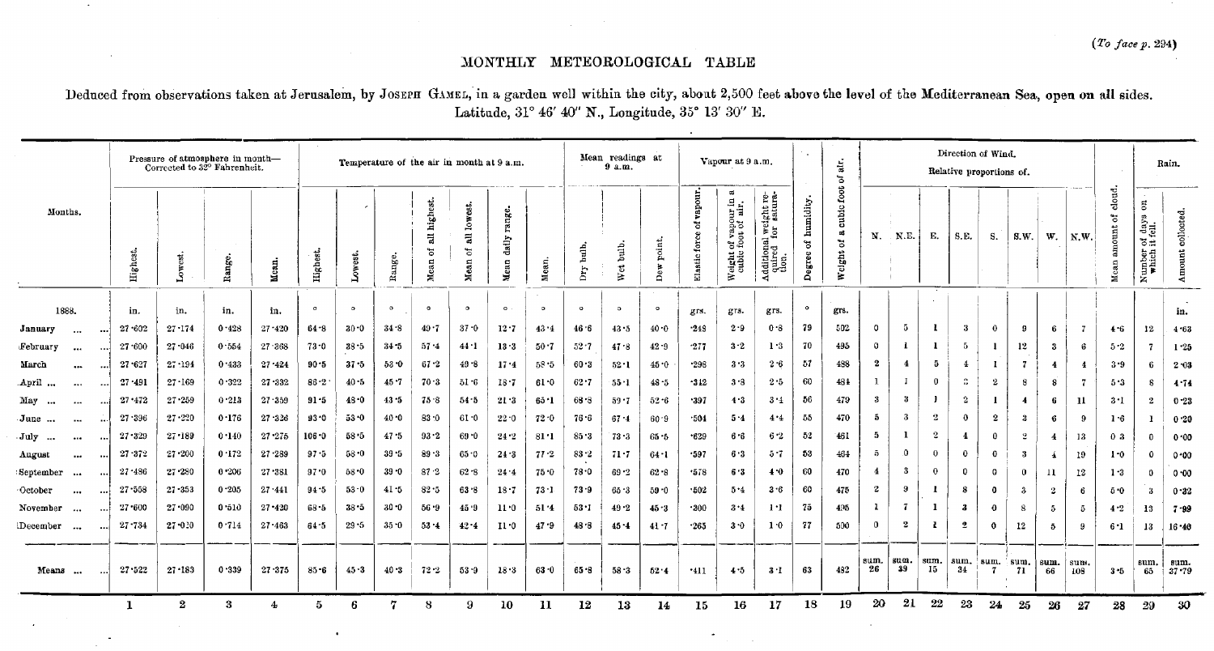(*To face p. 294*)

# MONTHLY METEOROLOGICAL TABLE

Deduced from observations taken at Jerusalem, by JOSEPH GAMEL, in a garden well within the city, about 2,500 feet above the level of the Mediterranean Sea, open on all sides. Latitude, 31° 46′ 40″ N., Longitude, 35° 13′ 30″ E.

| Months. | Pressure of atmosphere in month—Corrected to 32° Fahrenheit. | | | | Temperature of the air in month at 9 a.m. | | | | | | | Mean readings at 9 a.m. | | | Vapour at 9 a.m. | | | | | Direction of Wind. Relative proportions of. | | | | | | | | | Rain. | |
|---|---|---|---|---|---|---|---|---|---|---|---|---|---|---|---|---|---|---|---|---|---|---|---|---|---|---|---|---|---|---|
| | Highest. | Lowest. | Range. | Mean. | Highest. | Lowest. | Range. | Mean of all highest. | Mean of all lowest. | Mean daily range. | Mean. | Dry bulb. | Wet bulb. | Dew point. | Elastic force of vapour. | Weight of vapour in a cubic foot of air. | Additional weight required for saturation. | Degree of humidity. | Weight of a cubic foot of air. | N. | N.E. | E. | S.E. | S. | S.W. | W. | N.W. | Mean amount of cloud. | Number of days on which it fell. | Amount collected. |
| 1888. | in. | in. | in. | in. | ° | ° | ° | ° | ° | ° | ° | ° | ° | ° | grs. | grs. | grs. | ° | grs. | | | | | | | | | | | in. |
| January | 27·602 | 27·174 | 0·428 | 27·420 | 64·8 | 30·0 | 34·8 | 49·7 | 37·0 | 12·7 | 43·4 | 46·6 | 43·5 | 40·0 | ·248 | 2·9 | 0·8 | 79 | 502 | 0 | 5 | 1 | 3 | 0 | 9 | 6 | 7 | 4·6 | 12 | 4·63 |
| February | 27·600 | 27·046 | 0·554 | 27·368 | 73·0 | 38·5 | 34·5 | 57·4 | 44·1 | 13·3 | 50·7 | 52·7 | 47·8 | 42·9 | ·277 | 3·2 | 1·3 | 70 | 495 | 0 | 1 | 1 | 5 | 1 | 12 | 3 | 6 | 5·2 | 7 | 1·25 |
| March | 27·627 | 27·194 | 0·433 | 27·424 | 90·5 | 37·5 | 53·0 | 67·2 | 49·8 | 17·4 | 58·5 | 60·3 | 52·1 | 45·0 | ·298 | 3·3 | 2·6 | 57 | 488 | 2 | 4 | 5 | 4 | 1 | 7 | 4 | 4 | 3·9 | 6 | 2·03 |
| April | 27·491 | 27·169 | 0·322 | 27·332 | 86·2 | 40·5 | 45·7 | 70·3 | 51·6 | 18·7 | 61·0 | 62·7 | 55·1 | 48·5 | ·312 | 3·3 | 2·5 | 60 | 484 | 1 | 1 | 0 | 3 | 2 | 8 | 8 | 7 | 5·3 | 8 | 4·74 |
| May | 27·472 | 27·259 | 0·213 | 27·359 | 91·5 | 48·0 | 43·5 | 75·8 | 54·5 | 21·3 | 65·1 | 68·8 | 59·7 | 52·6 | ·397 | 4·3 | 3·4 | 56 | 479 | 3 | 3 | 1 | 2 | 1 | 4 | 6 | 11 | 3·1 | 2 | 0·23 |
| June | 27·396 | 27·220 | 0·176 | 27·326 | 93·0 | 53·0 | 40·0 | 83·0 | 61·0 | 22·0 | 72·0 | 76·6 | 67·4 | 60·9 | ·504 | 5·4 | 4·4 | 55 | 470 | 5 | 3 | 2 | 0 | 2 | 3 | 6 | 9 | 1·6 | 1 | 0·20 |
| July | 27·329 | 27·189 | 0·140 | 27·275 | 106·0 | 58·5 | 47·5 | 93·2 | 69·0 | 24·2 | 81·1 | 85·3 | 73·3 | 65·5 | ·629 | 6·6 | 6·2 | 52 | 461 | 5 | 1 | 2 | 4 | 0 | 2 | 4 | 13 | 0·3 | 0 | 0·00 |
| August | 27·372 | 27·200 | 0·172 | 27·289 | 97·5 | 58·0 | 39·5 | 89·3 | 65·0 | 24·3 | 77·2 | 83·2 | 71·7 | 64·1 | ·597 | 6·3 | 5·7 | 53 | 464 | 5 | 0 | 0 | 0 | 0 | 3 | 4 | 19 | 1·0 | 0 | 0·00 |
| September | 27·486 | 27·280 | 0·206 | 27·381 | 97·0 | 58·0 | 39·0 | 87·2 | 62·8 | 24·4 | 75·0 | 78·0 | 69·2 | 62·8 | ·578 | 6·3 | 4·0 | 60 | 470 | 4 | 3 | 0 | 0 | 0 | 0 | 11 | 12 | 1·3 | 0 | 0·00 |
| October | 27·558 | 27·353 | 0·205 | 27·441 | 94·5 | 53·0 | 41·5 | 82·5 | 63·8 | 18·7 | 73·1 | 73·9 | 65·3 | 59·0 | ·502 | 5·4 | 3·6 | 60 | 475 | 2 | 9 | 1 | 8 | 0 | 3 | 2 | 6 | 5·0 | 3 | 0·32 |
| November | 27·600 | 27·090 | 0·510 | 27·420 | 68·5 | 38·5 | 30·0 | 56·9 | 45·9 | 11·0 | 51·4 | 53·1 | 49·2 | 45·3 | ·300 | 3·4 | 1·1 | 75 | 495 | 1 | 7 | 1 | 3 | 0 | 8 | 5 | 5 | 4·2 | 13 | 7·99 |
| December | 27·734 | 27·020 | 0·714 | 27·463 | 64·5 | 29·5 | 35·0 | 53·4 | 42·4 | 11·0 | 47·9 | 48·8 | 45·4 | 41·7 | ·265 | 3·0 | 1·0 | 77 | 500 | 0 | 2 | 1 | 2 | 0 | 12 | 5 | 9 | 6·1 | 13 | 16·40 |
| Means | 27·522 | 27·183 | 0·339 | 27·375 | 85·6 | 45·3 | 40·3 | 72·2 | 53·9 | 18·3 | 63·0 | 65·8 | 58·3 | 52·4 | ·411 | 4·5 | 3·1 | 63 | 482 | sum. 26 | sum. 39 | sum. 15 | sum. 34 | sum. 7 | sum. 71 | sum. 66 | sum. 108 | 3·5 | sum. 65 | sum. 37·79 |
| | 1 | 2 | 3 | 4 | 5 | 6 | 7 | 8 | 9 | 10 | 11 | 12 | 13 | 14 | 15 | 16 | 17 | 18 | 19 | 20 | 21 | 22 | 23 | 24 | 25 | 26 | 27 | 28 | 29 | 30 |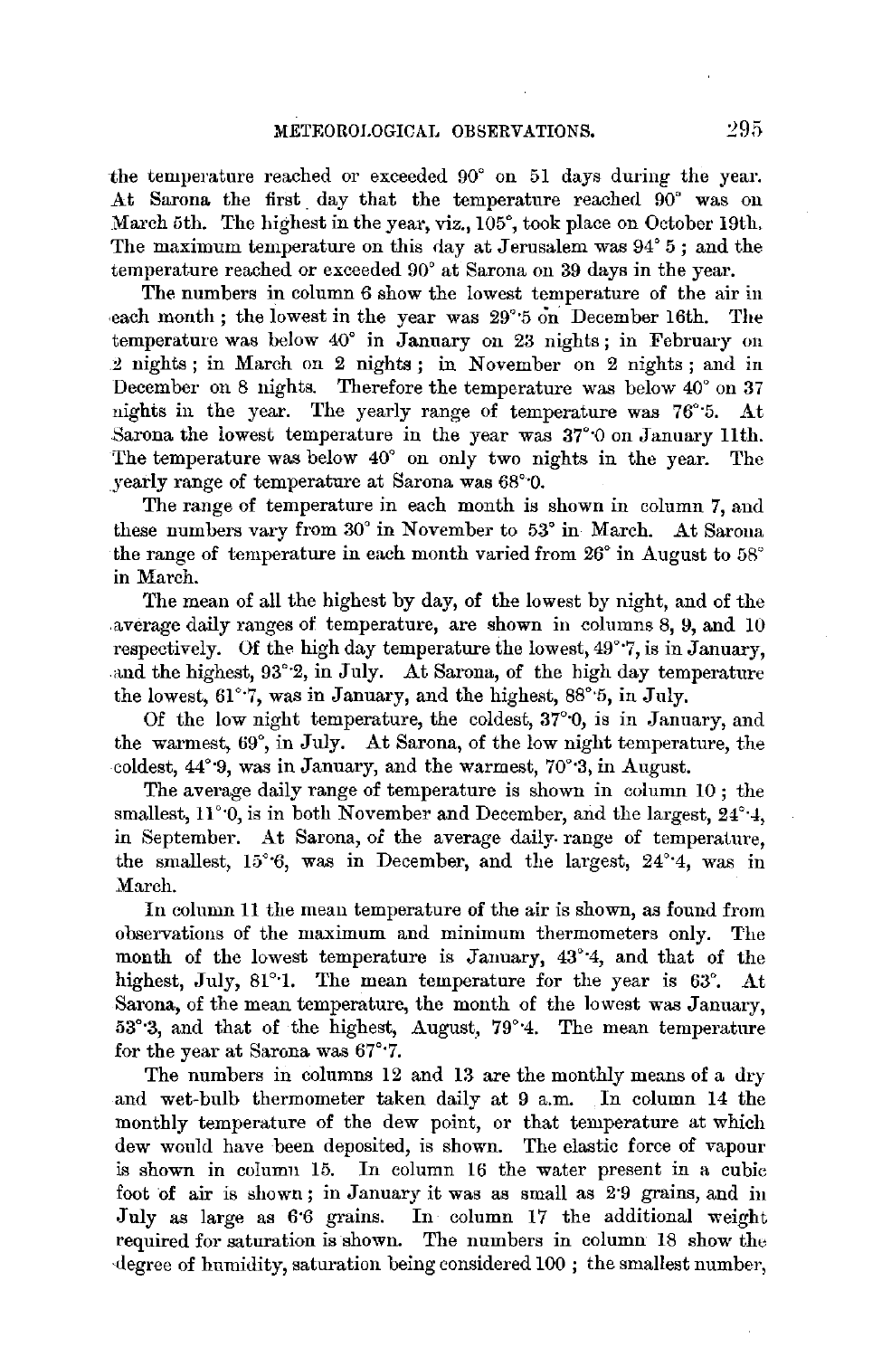the temperature reached or exceeded 90° on 51 days during the year. At Sarona the first day that the temperature reached 90° was on March 5th. The highest in the year, viz., 105°, took place on October 19th. The maximum temperature on this day at Jerusalem was 94° 5; and the temperature reached or exceeded 90° at Sarona on 39 days in the year.

The numbers in column 6 show the lowest temperature of the air in each month; the lowest in the year was 29°·5 on December 16th. The temperature was below 40° in January on 23 nights; in February on 2 nights; in March on 2 nights; in November on 2 nights; and in December on 8 nights. Therefore the temperature was below 40° on 37 nights in the year. The yearly range of temperature was 76°·5. At Sarona the lowest temperature in the year was 37°·0 on January 11th. The temperature was below 40° on only two nights in the year. The yearly range of temperature at Sarona was 68°·0.

The range of temperature in each month is shown in column 7, and these numbers vary from 30° in November to 53° in March. At Sarona the range of temperature in each month varied from 26° in August to 58° in March.

The mean of all the highest by day, of the lowest by night, and of the average daily ranges of temperature, are shown in columns 8, 9, and 10 respectively. Of the high day temperature the lowest, 49°·7, is in January, and the highest, 93°·2, in July. At Sarona, of the high day temperature the lowest, 61°·7, was in January, and the highest, 88°·5, in July.

Of the low night temperature, the coldest, 37°·0, is in January, and the warmest, 69°, in July. At Sarona, of the low night temperature, the coldest, 44°·9, was in January, and the warmest, 70°·3, in August.

The average daily range of temperature is shown in column 10; the smallest, 11°·0, is in both November and December, and the largest, 24°·4, in September. At Sarona, of the average daily range of temperature, the smallest, 15°·6, was in December, and the largest, 24°·4, was in March.

In column 11 the mean temperature of the air is shown, as found from observations of the maximum and minimum thermometers only. The month of the lowest temperature is January, 43°·4, and that of the highest, July, 81°·1. The mean temperature for the year is 63°. At Sarona, of the mean temperature, the month of the lowest was January, 53°·3, and that of the highest, August, 79°·4. The mean temperature for the year at Sarona was 67°·7.

The numbers in columns 12 and 13 are the monthly means of a dry and wet-bulb thermometer taken daily at 9 a.m. In column 14 the monthly temperature of the dew point, or that temperature at which dew would have been deposited, is shown. The elastic force of vapour is shown in column 15. In column 16 the water present in a cubic foot of air is shown; in January it was as small as 2·9 grains, and in July as large as 6·6 grains. In column 17 the additional weight required for saturation is shown. The numbers in column 18 show the degree of humidity, saturation being considered 100; the smallest number,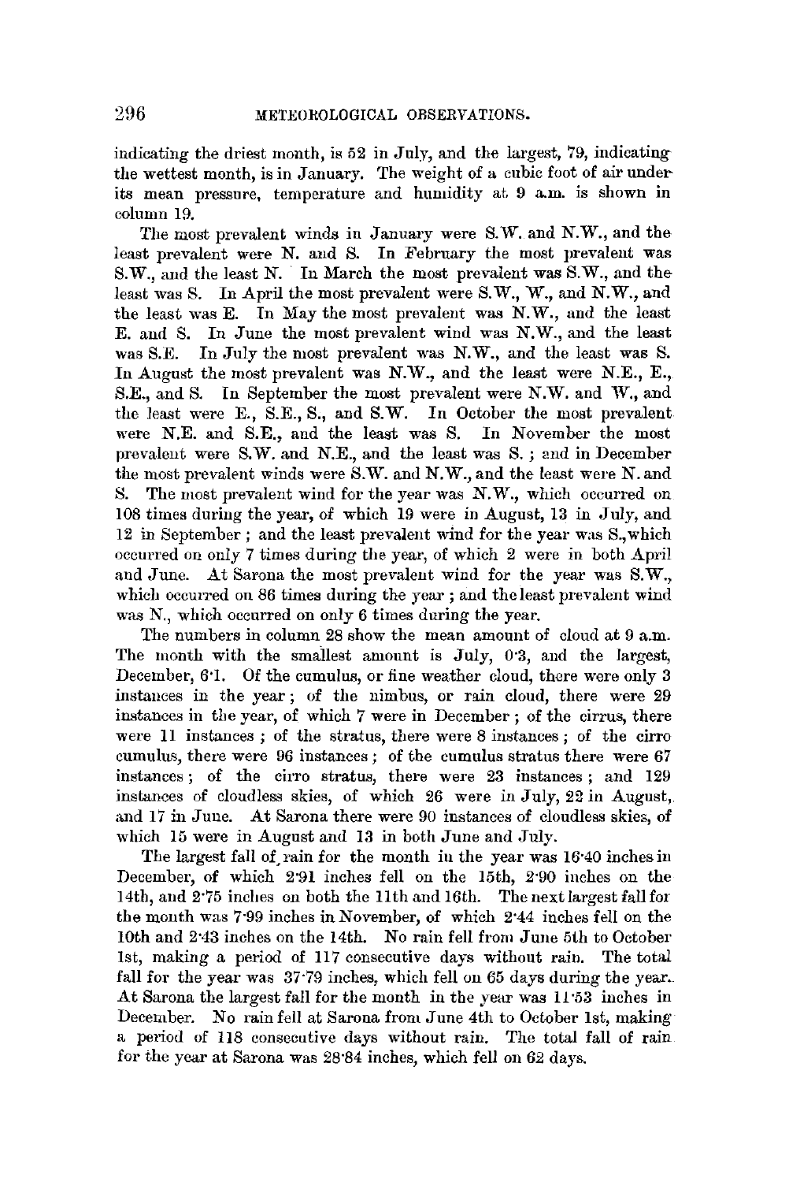indicating the driest month, is 52 in July, and the largest, 79, indicating the wettest month, is in January. The weight of a cubic foot of air under its mean pressure, temperature and humidity at 9 a.m. is shown in column 19.

The most prevalent winds in January were S.W. and N.W., and the least prevalent were N. and S. In February the most prevalent was S.W., and the least N. In March the most prevalent was S.W., and the least was S. In April the most prevalent were S.W., W., and N.W., and the least was E. In May the most prevalent was N.W., and the least E. and S. In June the most prevalent wind was N.W., and the least was S.E. In July the most prevalent was N.W., and the least was S. In August the most prevalent was N.W., and the least were N.E., E., S.E., and S. In September the most prevalent were N.W. and W., and the least were E., S.E., S., and S.W. In October the most prevalent were N.E. and S.E., and the least was S. In November the most prevalent were S.W. and N.E., and the least was S. ; and in December the most prevalent winds were S.W. and N.W., and the least were N. and S. The most prevalent wind for the year was N.W., which occurred on 108 times during the year, of which 19 were in August, 13 in July, and 12 in September ; and the least prevalent wind for the year was S., which occurred on only 7 times during the year, of which 2 were in both April and June. At Sarona the most prevalent wind for the year was S.W., which occurred on 86 times during the year ; and the least prevalent wind was N., which occurred on only 6 times during the year.

The numbers in column 28 show the mean amount of cloud at 9 a.m. The month with the smallest amount is July, 0·3, and the largest, December, 6·1. Of the cumulus, or fine weather cloud, there were only 3 instances in the year; of the nimbus, or rain cloud, there were 29 instances in the year, of which 7 were in December; of the cirrus, there were 11 instances; of the stratus, there were 8 instances; of the cirro cumulus, there were 96 instances; of the cumulus stratus there were 67 instances; of the cirro stratus, there were 23 instances; and 129 instances of cloudless skies, of which 26 were in July, 22 in August, and 17 in June. At Sarona there were 90 instances of cloudless skies, of which 15 were in August and 13 in both June and July.

The largest fall of rain for the month in the year was 16·40 inches in December, of which 2·91 inches fell on the 15th, 2·90 inches on the 14th, and 2·75 inches on both the 11th and 16th. The next largest fall for the month was 7·99 inches in November, of which 2·44 inches fell on the 10th and 2·43 inches on the 14th. No rain fell from June 5th to October 1st, making a period of 117 consecutive days without rain. The total fall for the year was 37·79 inches, which fell on 65 days during the year. At Sarona the largest fall for the month in the year was 11·53 inches in December. No rain fell at Sarona from June 4th to October 1st, making a period of 118 consecutive days without rain. The total fall of rain for the year at Sarona was 28·84 inches, which fell on 62 days.